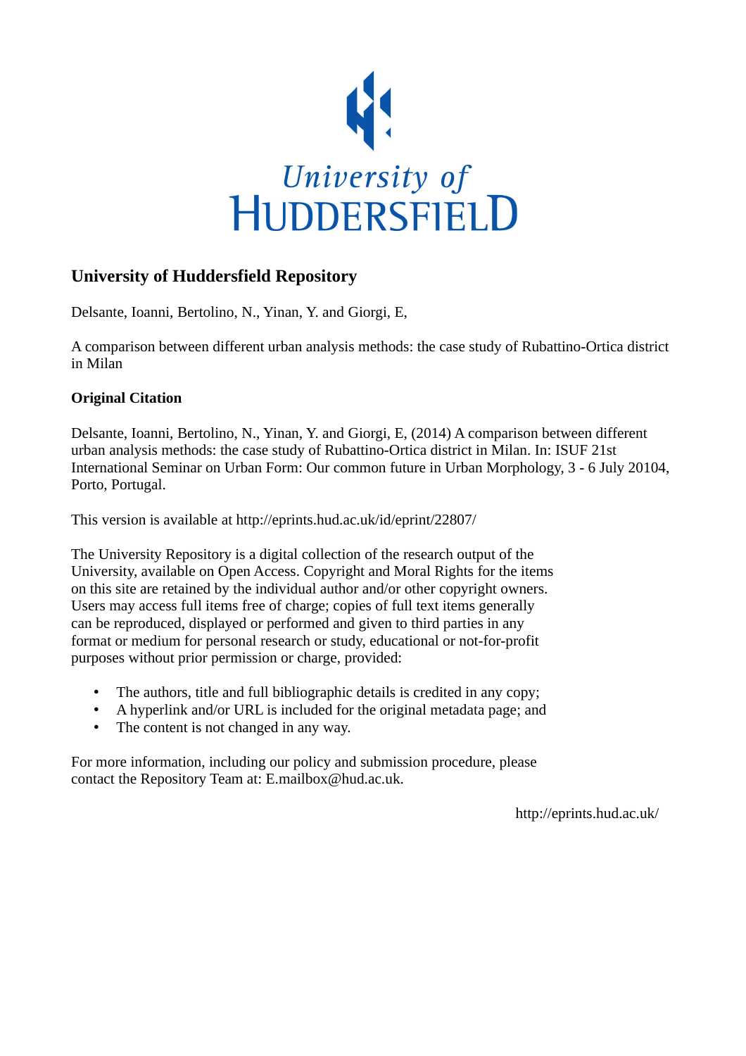University of HUDDERSFIELD

## University of Huddersfield Repository

Delsante, Ioanni, Bertolino, N., Yinan, Y. and Giorgi, E,

A comparison between different urban analysis methods: the case study of Rubattino-Ortica district in Milan

### Original Citation

Delsante, Ioanni, Bertolino, N., Yinan, Y. and Giorgi, E, (2014) A comparison between different urban analysis methods: the case study of Rubattino-Ortica district in Milan. In: ISUF 21st International Seminar on Urban Form: Our common future in Urban Morphology, 3 - 6 July 20104, Porto, Portugal.

This version is available at http://eprints.hud.ac.uk/id/eprint/22807/

The University Repository is a digital collection of the research output of the University, available on Open Access. Copyright and Moral Rights for the items on this site are retained by the individual author and/or other copyright owners. Users may access full items free of charge; copies of full text items generally can be reproduced, displayed or performed and given to third parties in any format or medium for personal research or study, educational or not-for-profit purposes without prior permission or charge, provided:

- The authors, title and full bibliographic details is credited in any copy;
- A hyperlink and/or URL is included for the original metadata page; and
- The content is not changed in any way.

For more information, including our policy and submission procedure, please contact the Repository Team at: E.mailbox@hud.ac.uk.

http://eprints.hud.ac.uk/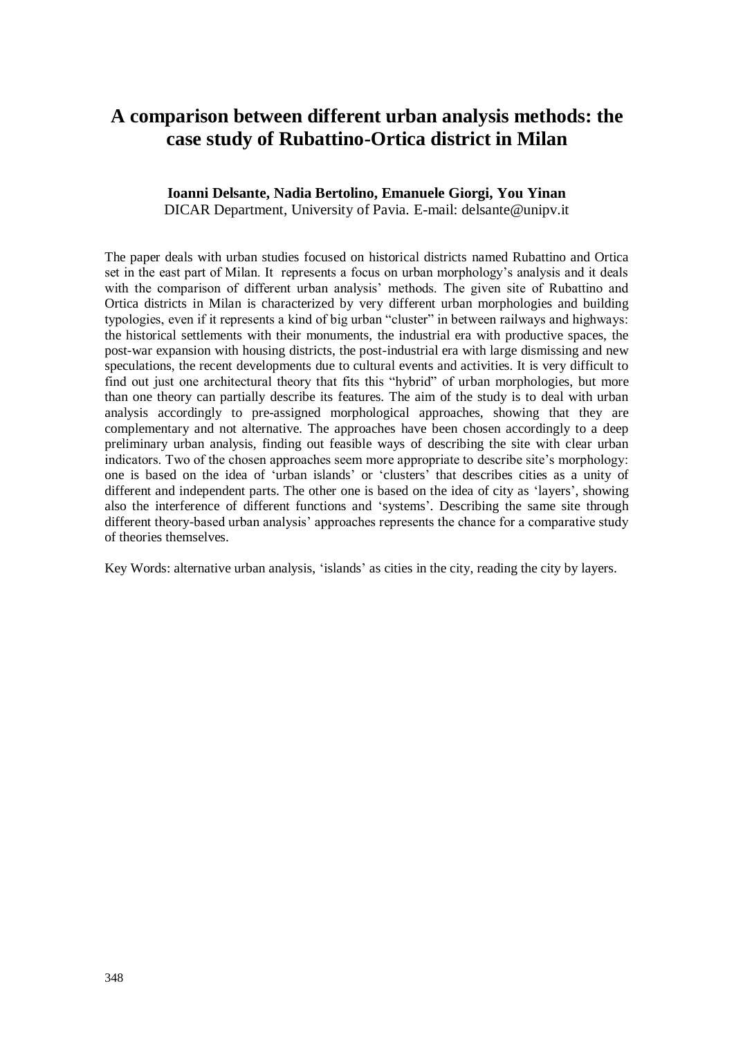# A comparison between different urban analysis methods: the case study of Rubattino-Ortica district in Milan

**Ioanni Delsante, Nadia Bertolino, Emanuele Giorgi, You Yinan**
DICAR Department, University of Pavia. E-mail: delsante@unipv.it

The paper deals with urban studies focused on historical districts named Rubattino and Ortica set in the east part of Milan. It represents a focus on urban morphology's analysis and it deals with the comparison of different urban analysis' methods. The given site of Rubattino and Ortica districts in Milan is characterized by very different urban morphologies and building typologies, even if it represents a kind of big urban "cluster" in between railways and highways: the historical settlements with their monuments, the industrial era with productive spaces, the post-war expansion with housing districts, the post-industrial era with large dismissing and new speculations, the recent developments due to cultural events and activities. It is very difficult to find out just one architectural theory that fits this "hybrid" of urban morphologies, but more than one theory can partially describe its features. The aim of the study is to deal with urban analysis accordingly to pre-assigned morphological approaches, showing that they are complementary and not alternative. The approaches have been chosen accordingly to a deep preliminary urban analysis, finding out feasible ways of describing the site with clear urban indicators. Two of the chosen approaches seem more appropriate to describe site's morphology: one is based on the idea of 'urban islands' or 'clusters' that describes cities as a unity of different and independent parts. The other one is based on the idea of city as 'layers', showing also the interference of different functions and 'systems'. Describing the same site through different theory-based urban analysis' approaches represents the chance for a comparative study of theories themselves.

Key Words: alternative urban analysis, 'islands' as cities in the city, reading the city by layers.